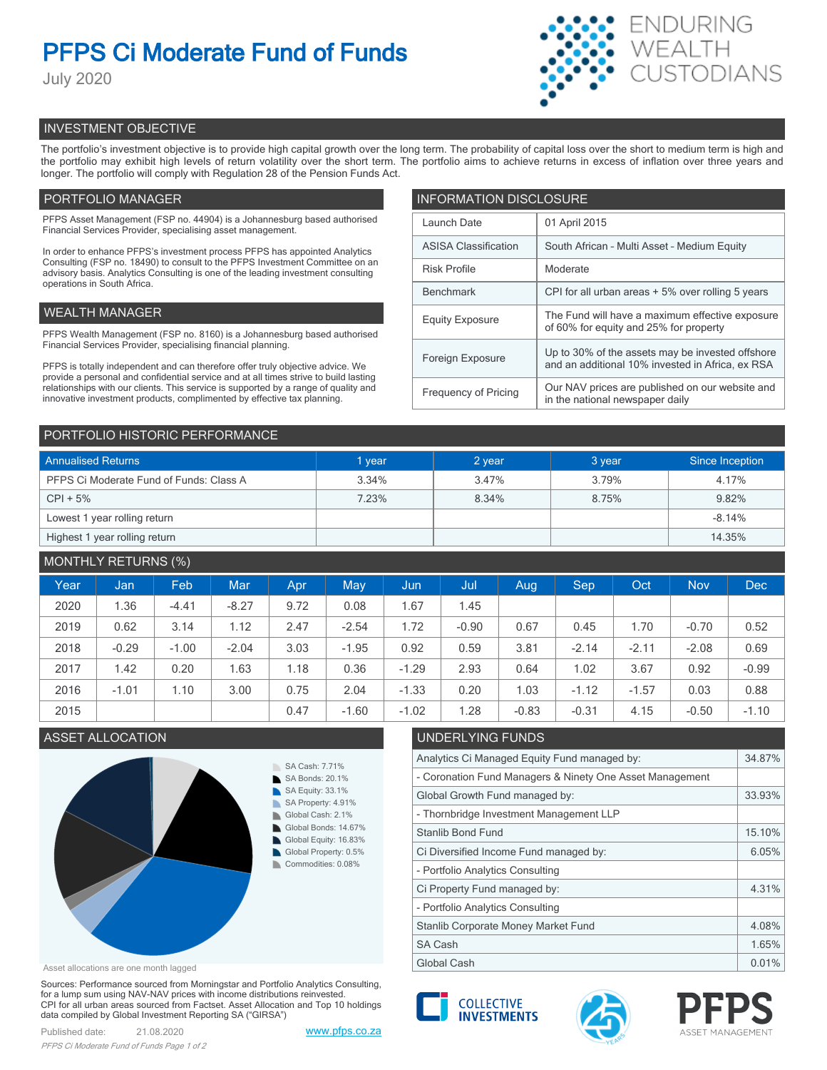# PFPS Ci Moderate Fund of Funds

July 2020

ENDURING WEALTH CUSTODIANS

## INVESTMENT OBJECTIVE

The portfolio's investment objective is to provide high capital growth over the long term. The probability of capital loss over the short to medium term is high and the portfolio may exhibit high levels of return volatility over the short term. The portfolio aims to achieve returns in excess of inflation over three years and longer. The portfolio will comply with Regulation 28 of the Pension Funds Act.

## PORTFOLIO MANAGER

PFPS Asset Management (FSP no. 44904) is a Johannesburg based authorised Financial Services Provider, specialising asset management.

In order to enhance PFPS's investment process PFPS has appointed Analytics Consulting (FSP no. 18490) to consult to the PFPS Investment Committee on an advisory basis. Analytics Consulting is one of the leading investment consulting operations in South Africa.

## WEALTH MANAGER

PFPS Wealth Management (FSP no. 8160) is a Johannesburg based authorised Financial Services Provider, specialising financial planning.

PFPS is totally independent and can therefore offer truly objective advice. We provide a personal and confidential service and at all times strive to build lasting relationships with our clients. This service is supported by a range of quality and innovative investment products, complimented by effective tax planning.

## INFORMATION DISCLOSURE

| | |
|---|---|
| Launch Date | 01 April 2015 |
| ASISA Classification | South African - Multi Asset - Medium Equity |
| Risk Profile | Moderate |
| Benchmark | CPI for all urban areas + 5% over rolling 5 years |
| Equity Exposure | The Fund will have a maximum effective exposure of 60% for equity and 25% for property |
| Foreign Exposure | Up to 30% of the assets may be invested offshore and an additional 10% invested in Africa, ex RSA |
| Frequency of Pricing | Our NAV prices are published on our website and in the national newspaper daily |

## PORTFOLIO HISTORIC PERFORMANCE

| Annualised Returns | 1 year | 2 year | 3 year | Since Inception |
|---|---|---|---|---|
| PFPS Ci Moderate Fund of Funds: Class A | 3.34% | 3.47% | 3.79% | 4.17% |
| CPI + 5% | 7.23% | 8.34% | 8.75% | 9.82% |
| Lowest 1 year rolling return | | | | -8.14% |
| Highest 1 year rolling return | | | | 14.35% |

## MONTHLY RETURNS (%)

| Year | Jan | Feb | Mar | Apr | May | Jun | Jul | Aug | Sep | Oct | Nov | Dec |
|---|---|---|---|---|---|---|---|---|---|---|---|---|
| 2020 | 1.36 | -4.41 | -8.27 | 9.72 | 0.08 | 1.67 | 1.45 | | | | | |
| 2019 | 0.62 | 3.14 | 1.12 | 2.47 | -2.54 | 1.72 | -0.90 | 0.67 | 0.45 | 1.70 | -0.70 | 0.52 |
| 2018 | -0.29 | -1.00 | -2.04 | 3.03 | -1.95 | 0.92 | 0.59 | 3.81 | -2.14 | -2.11 | -2.08 | 0.69 |
| 2017 | 1.42 | 0.20 | 1.63 | 1.18 | 0.36 | -1.29 | 2.93 | 0.64 | 1.02 | 3.67 | 0.92 | -0.99 |
| 2016 | -1.01 | 1.10 | 3.00 | 0.75 | 2.04 | -1.33 | 0.20 | 1.03 | -1.12 | -1.57 | 0.03 | 0.88 |
| 2015 | | | | 0.47 | -1.60 | -1.02 | 1.28 | -0.83 | -0.31 | 4.15 | -0.50 | -1.10 |

## ASSET ALLOCATION

- SA Cash: 7.71%
- SA Bonds: 20.1%
- SA Equity: 33.1%
- SA Property: 4.91%
- Global Cash: 2.1%
- Global Bonds: 14.67%
- Global Equity: 16.83%
- Global Property: 0.5%
- Commodities: 0.08%

Asset allocations are one month lagged

## UNDERLYING FUNDS

| | |
|---|---|
| Analytics Ci Managed Equity Fund managed by: | 34.87% |
| - Coronation Fund Managers & Ninety One Asset Management | |
| Global Growth Fund managed by: | 33.93% |
| - Thornbridge Investment Management LLP | |
| Stanlib Bond Fund | 15.10% |
| Ci Diversified Income Fund managed by: | 6.05% |
| - Portfolio Analytics Consulting | |
| Ci Property Fund managed by: | 4.31% |
| - Portfolio Analytics Consulting | |
| Stanlib Corporate Money Market Fund | 4.08% |
| SA Cash | 1.65% |
| Global Cash | 0.01% |

Sources: Performance sourced from Morningstar and Portfolio Analytics Consulting, for a lump sum using NAV-NAV prices with income distributions reinvested. CPI for all urban areas sourced from Factset. Asset Allocation and Top 10 holdings data compiled by Global Investment Reporting SA ("GIRSA")

Published date: 21.08.2020

www.pfps.co.za

COLLECTIVE INVESTMENTS

PFPS ASSET MANAGEMENT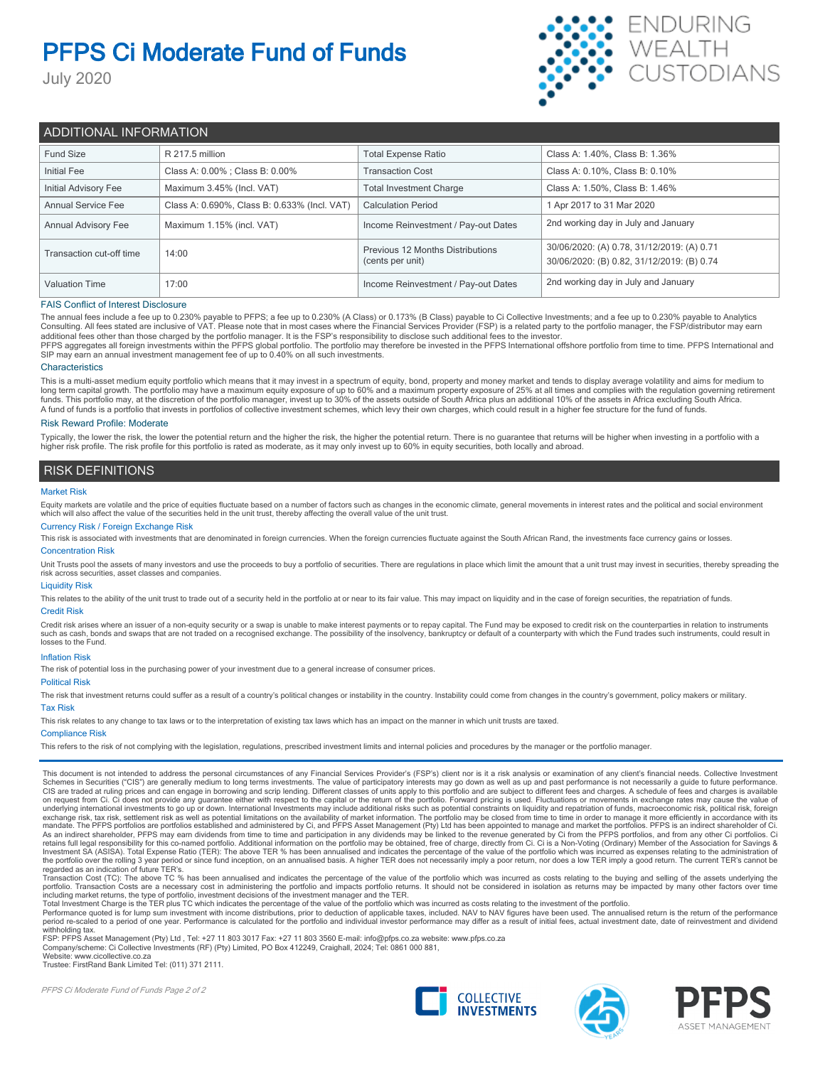# PFPS Ci Moderate Fund of Funds

July 2020

ENDURING WEALTH CUSTODIANS

## ADDITIONAL INFORMATION

| | | | |
|---|---|---|---|
| Fund Size | R 217.5 million | Total Expense Ratio | Class A: 1.40%, Class B: 1.36% |
| Initial Fee | Class A: 0.00% ; Class B: 0.00% | Transaction Cost | Class A: 0.10%, Class B: 0.10% |
| Initial Advisory Fee | Maximum 3.45% (Incl. VAT) | Total Investment Charge | Class A: 1.50%, Class B: 1.46% |
| Annual Service Fee | Class A: 0.690%, Class B: 0.633% (Incl. VAT) | Calculation Period | 1 Apr 2017 to 31 Mar 2020 |
| Annual Advisory Fee | Maximum 1.15% (incl. VAT) | Income Reinvestment / Pay-out Dates | 2nd working day in July and January |
| Transaction cut-off time | 14:00 | Previous 12 Months Distributions (cents per unit) | 30/06/2020: (A) 0.78, 31/12/2019: (A) 0.71<br>30/06/2020: (B) 0.82, 31/12/2019: (B) 0.74 |
| Valuation Time | 17:00 | Income Reinvestment / Pay-out Dates | 2nd working day in July and January |

### FAIS Conflict of Interest Disclosure

The annual fees include a fee up to 0.230% payable to PFPS; a fee up to 0.230% (A Class) or 0.173% (B Class) payable to Ci Collective Investments; and a fee up to 0.230% payable to Analytics Consulting. All fees stated are inclusive of VAT. Please note that in most cases where the Financial Services Provider (FSP) is a related party to the portfolio manager, the FSP/distributor may earn additional fees other than those charged by the portfolio manager. It is the FSP's responsibility to disclose such additional fees to the investor.
PFPS aggregates all foreign investments within the PFPS global portfolio. The portfolio may therefore be invested in the PFPS International offshore portfolio from time to time. PFPS International and SIP may earn an annual investment management fee of up to 0.40% on all such investments.

### Characteristics

This is a multi-asset medium equity portfolio which means that it may invest in a spectrum of equity, bond, property and money market and tends to display average volatility and aims for medium to long term capital growth. The portfolio may have a maximum equity exposure of up to 60% and a maximum property exposure of 25% at all times and complies with the regulation governing retirement funds. This portfolio may, at the discretion of the portfolio manager, invest up to 30% of the assets outside of South Africa plus an additional 10% of the assets in Africa excluding South Africa.
A fund of funds is a portfolio that invests in portfolios of collective investment schemes, which levy their own charges, which could result in a higher fee structure for the fund of funds.

### Risk Reward Profile: Moderate

Typically, the lower the risk, the lower the potential return and the higher the risk, the higher the potential return. There is no guarantee that returns will be higher when investing in a portfolio with a higher risk profile. The risk profile for this portfolio is rated as moderate, as it may only invest up to 60% in equity securities, both locally and abroad.

## RISK DEFINITIONS

### Market Risk

Equity markets are volatile and the price of equities fluctuate based on a number of factors such as changes in the economic climate, general movements in interest rates and the political and social environment which will also affect the value of the securities held in the unit trust, thereby affecting the overall value of the unit trust.

### Currency Risk / Foreign Exchange Risk

This risk is associated with investments that are denominated in foreign currencies. When the foreign currencies fluctuate against the South African Rand, the investments face currency gains or losses.

### Concentration Risk

Unit Trusts pool the assets of many investors and use the proceeds to buy a portfolio of securities. There are regulations in place which limit the amount that a unit trust may invest in securities, thereby spreading the risk across securities, asset classes and companies.

### Liquidity Risk

This relates to the ability of the unit trust to trade out of a security held in the portfolio at or near to its fair value. This may impact on liquidity and in the case of foreign securities, the repatriation of funds.

### Credit Risk

Credit risk arises where an issuer of a non-equity security or a swap is unable to make interest payments or to repay capital. The Fund may be exposed to credit risk on the counterparties in relation to instruments such as cash, bonds and swaps that are not traded on a recognised exchange. The possibility of the insolvency, bankruptcy or default of a counterparty with which the Fund trades such instruments, could result in losses to the Fund.

### Inflation Risk

The risk of potential loss in the purchasing power of your investment due to a general increase of consumer prices.

### Political Risk

The risk that investment returns could suffer as a result of a country's political changes or instability in the country. Instability could come from changes in the country's government, policy makers or military.

### Tax Risk

This risk relates to any change to tax laws or to the interpretation of existing tax laws which has an impact on the manner in which unit trusts are taxed.

### Compliance Risk

This refers to the risk of not complying with the legislation, regulations, prescribed investment limits and internal policies and procedures by the manager or the portfolio manager.

This document is not intended to address the personal circumstances of any Financial Services Provider's (FSP's) client nor is it a risk analysis or examination of any client's financial needs. Collective Investment Schemes in Securities ("CIS") are generally medium to long terms investments. The value of participatory interests may go down as well as up and past performance is not necessarily a guide to future performance. CIS are traded at ruling prices and can engage in borrowing and scrip lending. Different classes of units apply to this portfolio and are subject to different fees and charges. A schedule of fees and charges is available on request from Ci. Ci does not provide any guarantee either with respect to the capital or the return of the portfolio. Forward pricing is used. Fluctuations or movements in exchange rates may cause the value of underlying international investments to go up or down. International Investments may include additional risks such as potential constraints on liquidity and repatriation of funds, macroeconomic risk, political risk, foreign exchange risk, tax risk, settlement risk as well as potential limitations on the availability of market information. The portfolio may be closed from time to time in order to manage it more efficiently in accordance with its mandate. The PFPS portfolios are portfolios established and administered by Ci, and PFPS Asset Management (Pty) Ltd has been appointed to manage and market the portfolios. PFPS is an indirect shareholder of Ci. As an indirect shareholder, PFPS may earn dividends from time to time and participation in any dividends may be linked to the revenue generated by Ci from the PFPS portfolios, and from any other Ci portfolios. Ci retains full legal responsibility for this co-named portfolio. Additional information on the portfolio may be obtained, free of charge, directly from Ci. Ci is a Non-Voting (Ordinary) Member of the Association for Savings & Investment SA (ASISA). Total Expense Ratio (TER): The above TER % has been annualised and indicates the percentage of the value of the portfolio which was incurred as expenses relating to the administration of the portfolio over the rolling 3 year period or since fund inception, on an annualised basis. A higher TER does not necessarily imply a poor return, nor does a low TER imply a good return. The current TER's cannot be regarded as an indication of future TER's.
Transaction Cost (TC): The above TC % has been annualised and indicates the percentage of the value of the portfolio which was incurred as costs relating to the buying and selling of the assets underlying the portfolio. Transaction Costs are a necessary cost in administering the portfolio and impacts portfolio returns. It should not be considered in isolation as returns may be impacted by many other factors over time including market returns, the type of portfolio, investment decisions of the investment manager and the TER.
Total Investment Charge is the TER plus TC which indicates the percentage of the value of the portfolio which was incurred as costs relating to the investment of the portfolio.
Performance quoted is for lump sum investment with income distributions, prior to deduction of applicable taxes, included. NAV to NAV figures have been used. The annualised return is the return of the performance period re-scaled to a period of one year. Performance is calculated for the portfolio and individual investor performance may differ as a result of initial fees, actual investment date, date of reinvestment and dividend withholding tax.
FSP: PFPS Asset Management (Pty) Ltd , Tel: +27 11 803 3017 Fax: +27 11 803 3560 E-mail: info@pfps.co.za website: www.pfps.co.za
Company/scheme: Ci Collective Investments (RF) (Pty) Limited, PO Box 412249, Craighall, 2024; Tel: 0861 000 881,
Website: www.cicollective.co.za
Trustee: FirstRand Bank Limited Tel: (011) 371 2111.

COLLECTIVE INVESTMENTS

PFPS ASSET MANAGEMENT